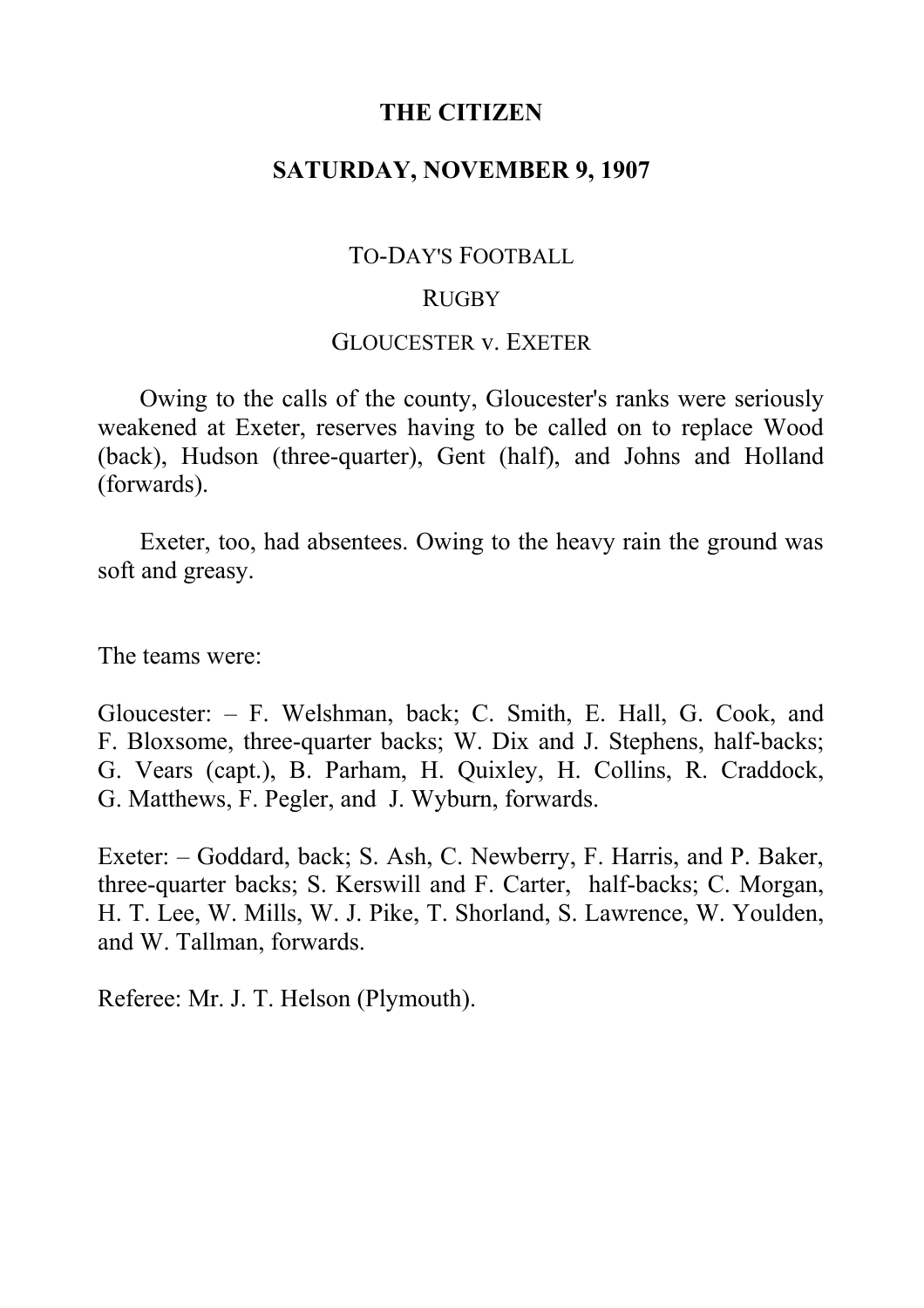# THE CITIZEN

## SATURDAY, NOVEMBER 9, 1907

### TO-DAY'S FOOTBALL

### RUGBY

### GLOUCESTER v. EXETER

Owing to the calls of the county, Gloucester's ranks were seriously weakened at Exeter, reserves having to be called on to replace Wood (back), Hudson (three-quarter), Gent (half), and Johns and Holland (forwards).

Exeter, too, had absentees. Owing to the heavy rain the ground was soft and greasy.

The teams were:

Gloucester: – F. Welshman, back; C. Smith, E. Hall, G. Cook, and F. Bloxsome, three-quarter backs; W. Dix and J. Stephens, half-backs; G. Vears (capt.), B. Parham, H. Quixley, H. Collins, R. Craddock, G. Matthews, F. Pegler, and J. Wyburn, forwards.

Exeter: – Goddard, back; S. Ash, C. Newberry, F. Harris, and P. Baker, three-quarter backs; S. Kerswill and F. Carter, half-backs; C. Morgan, H. T. Lee, W. Mills, W. J. Pike, T. Shorland, S. Lawrence, W. Youlden, and W. Tallman, forwards.

Referee: Mr. J. T. Helson (Plymouth).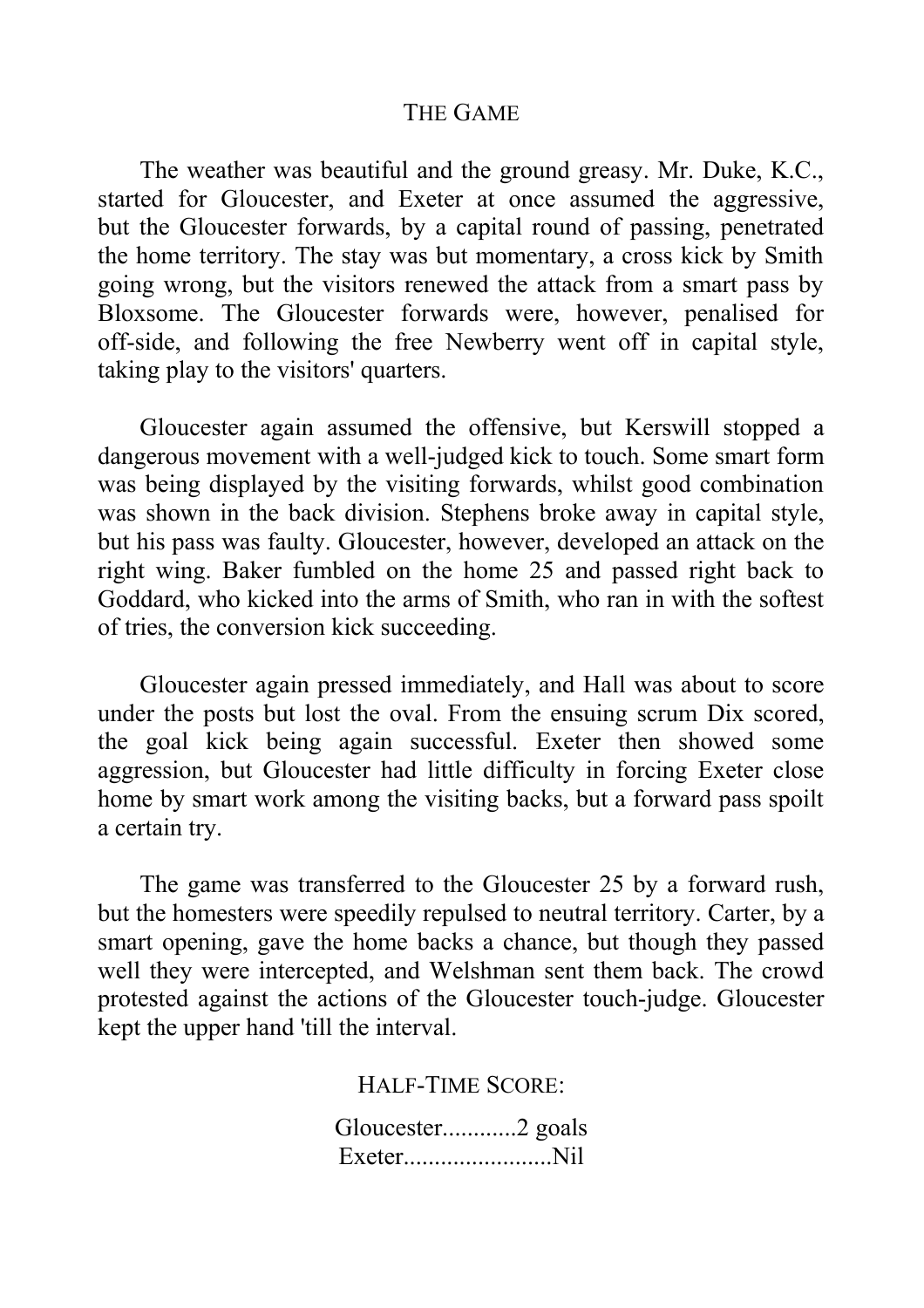## THE GAME

The weather was beautiful and the ground greasy. Mr. Duke, K.C., started for Gloucester, and Exeter at once assumed the aggressive, but the Gloucester forwards, by a capital round of passing, penetrated the home territory. The stay was but momentary, a cross kick by Smith going wrong, but the visitors renewed the attack from a smart pass by Bloxsome. The Gloucester forwards were, however, penalised for off-side, and following the free Newberry went off in capital style, taking play to the visitors' quarters.

Gloucester again assumed the offensive, but Kerswill stopped a dangerous movement with a well-judged kick to touch. Some smart form was being displayed by the visiting forwards, whilst good combination was shown in the back division. Stephens broke away in capital style, but his pass was faulty. Gloucester, however, developed an attack on the right wing. Baker fumbled on the home 25 and passed right back to Goddard, who kicked into the arms of Smith, who ran in with the softest of tries, the conversion kick succeeding.

Gloucester again pressed immediately, and Hall was about to score under the posts but lost the oval. From the ensuing scrum Dix scored, the goal kick being again successful. Exeter then showed some aggression, but Gloucester had little difficulty in forcing Exeter close home by smart work among the visiting backs, but a forward pass spoilt a certain try.

The game was transferred to the Gloucester 25 by a forward rush, but the homesters were speedily repulsed to neutral territory. Carter, by a smart opening, gave the home backs a chance, but though they passed well they were intercepted, and Welshman sent them back. The crowd protested against the actions of the Gloucester touch-judge. Gloucester kept the upper hand 'till the interval.

HALF-TIME SCORE:

Gloucester............2 goals
Exeter........................Nil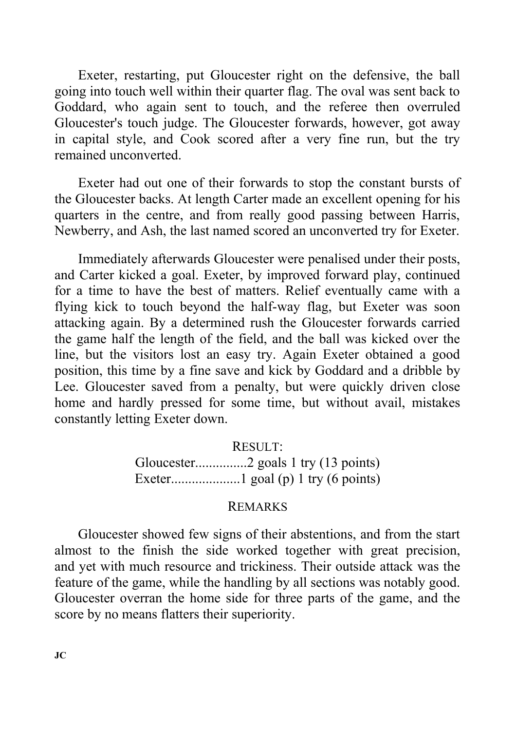Exeter, restarting, put Gloucester right on the defensive, the ball going into touch well within their quarter flag. The oval was sent back to Goddard, who again sent to touch, and the referee then overruled Gloucester's touch judge. The Gloucester forwards, however, got away in capital style, and Cook scored after a very fine run, but the try remained unconverted.

Exeter had out one of their forwards to stop the constant bursts of the Gloucester backs. At length Carter made an excellent opening for his quarters in the centre, and from really good passing between Harris, Newberry, and Ash, the last named scored an unconverted try for Exeter.

Immediately afterwards Gloucester were penalised under their posts, and Carter kicked a goal. Exeter, by improved forward play, continued for a time to have the best of matters. Relief eventually came with a flying kick to touch beyond the half-way flag, but Exeter was soon attacking again. By a determined rush the Gloucester forwards carried the game half the length of the field, and the ball was kicked over the line, but the visitors lost an easy try. Again Exeter obtained a good position, this time by a fine save and kick by Goddard and a dribble by Lee. Gloucester saved from a penalty, but were quickly driven close home and hardly pressed for some time, but without avail, mistakes constantly letting Exeter down.

RESULT:

Gloucester...............2 goals 1 try (13 points)
Exeter....................1 goal (p) 1 try (6 points)

REMARKS

Gloucester showed few signs of their abstentions, and from the start almost to the finish the side worked together with great precision, and yet with much resource and trickiness. Their outside attack was the feature of the game, while the handling by all sections was notably good. Gloucester overran the home side for three parts of the game, and the score by no means flatters their superiority.

**JC**